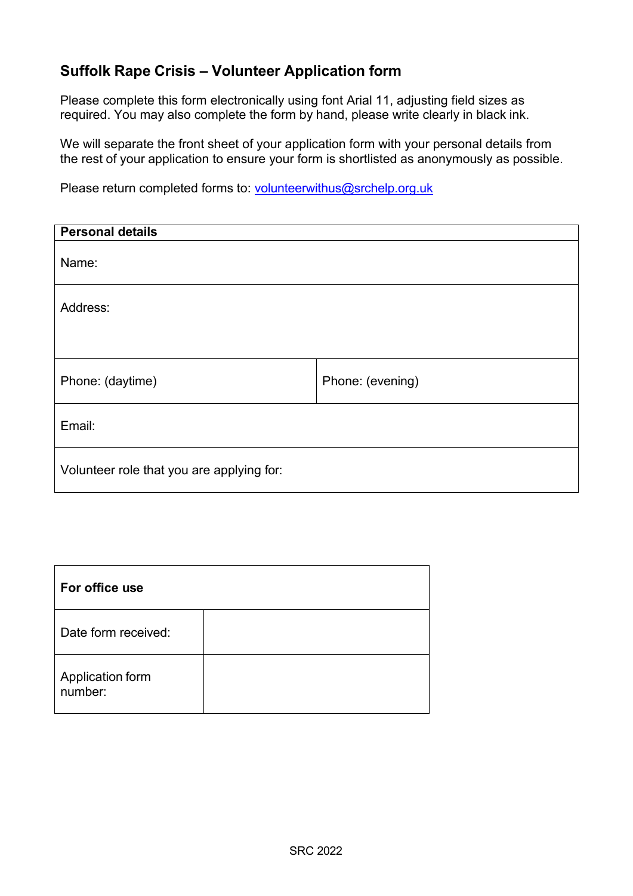## Suffolk Rape Crisis – Volunteer Application form

Please complete this form electronically using font Arial 11, adjusting field sizes as required. You may also complete the form by hand, please write clearly in black ink.

We will separate the front sheet of your application form with your personal details from the rest of your application to ensure your form is shortlisted as anonymously as possible.

Please return completed forms to: volunteerwithus@srchelp.org.uk

| **Personal details** | |
|---|---|
| Name: | |
| Address: | |
| Phone: (daytime) | Phone: (evening) |
| Email: | |
| Volunteer role that you are applying for: | |

| **For office use** | |
|---|---|
| Date form received: | |
| Application form number: | |

SRC 2022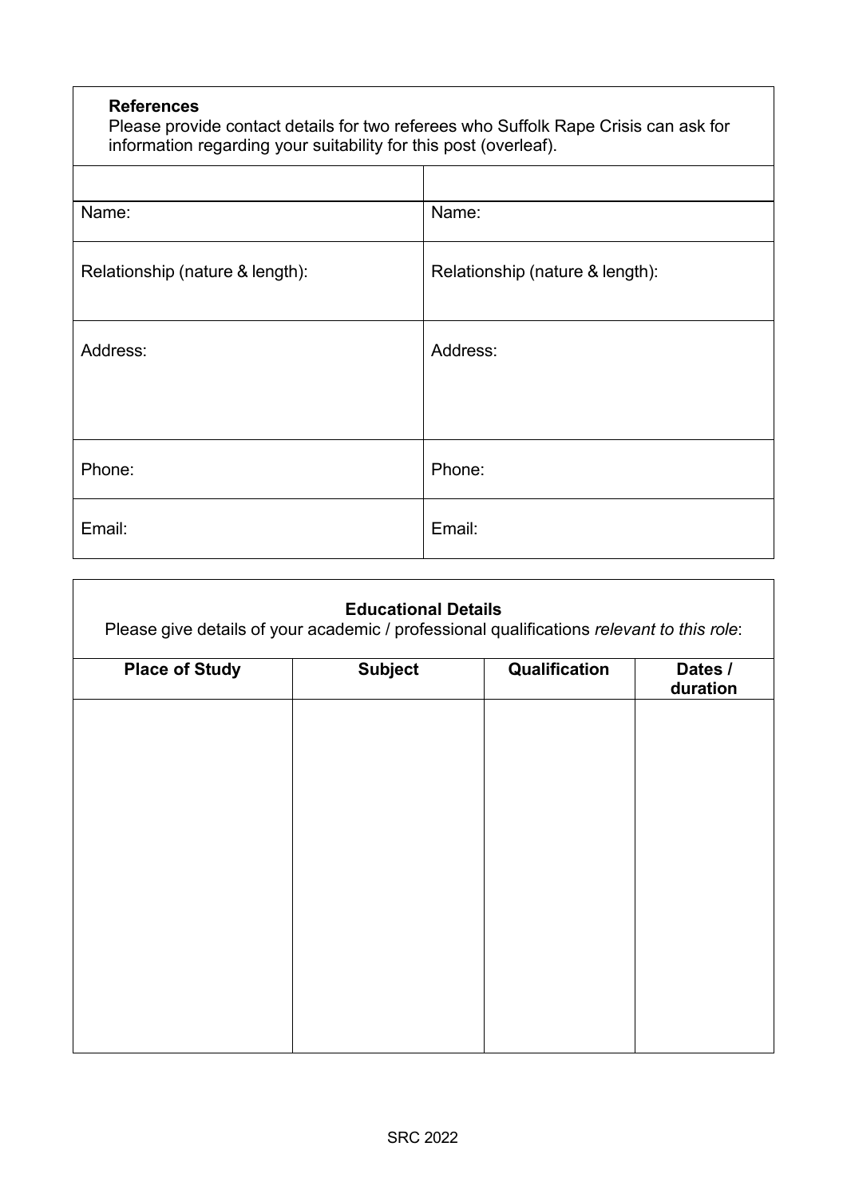**References**

Please provide contact details for two referees who Suffolk Rape Crisis can ask for information regarding your suitability for this post (overleaf).

| | |
|---|---|
| Name: | Name: |
| Relationship (nature & length): | Relationship (nature & length): |
| Address: | Address: |
| Phone: | Phone: |
| Email: | Email: |

**Educational Details**

Please give details of your academic / professional qualifications *relevant to this role*:

| Place of Study | Subject | Qualification | Dates / duration |
|---|---|---|---|
| | | | |

SRC 2022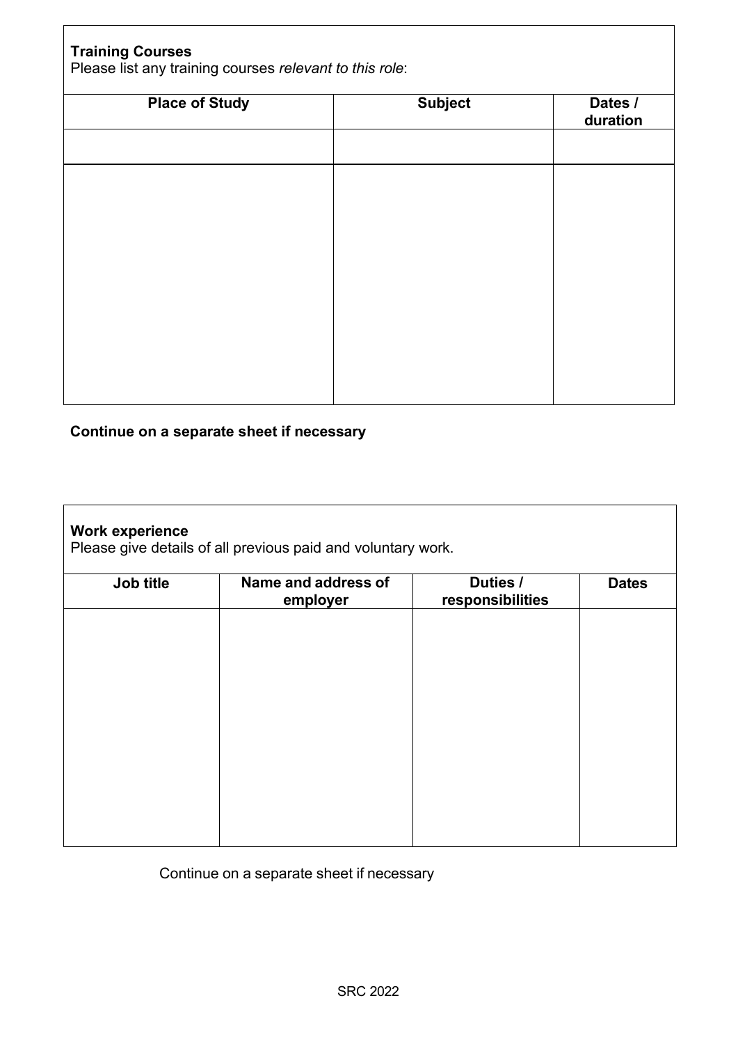**Training Courses**
Please list any training courses *relevant to this role*:

| Place of Study | Subject | Dates / duration |
|---|---|---|
| | | |
| | | |

**Continue on a separate sheet if necessary**

**Work experience**
Please give details of all previous paid and voluntary work.

| Job title | Name and address of employer | Duties / responsibilities | Dates |
|---|---|---|---|
| | | | |

Continue on a separate sheet if necessary

SRC 2022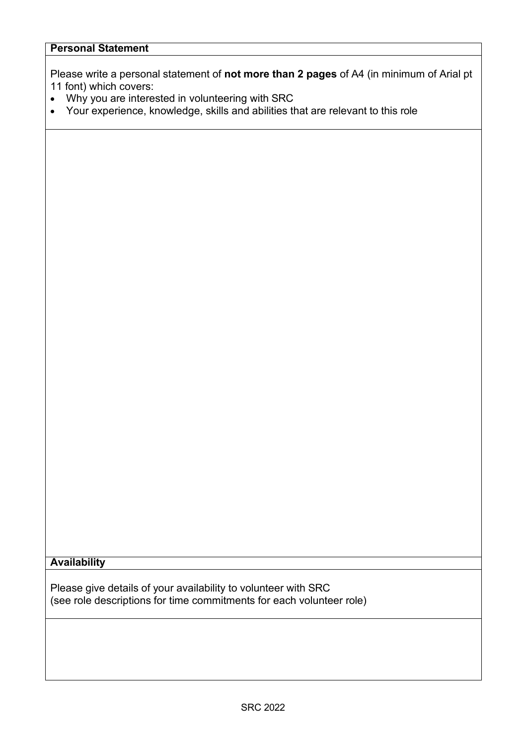**Personal Statement**

Please write a personal statement of **not more than 2 pages** of A4 (in minimum of Arial pt 11 font) which covers:

- Why you are interested in volunteering with SRC
- Your experience, knowledge, skills and abilities that are relevant to this role

**Availability**

Please give details of your availability to volunteer with SRC
(see role descriptions for time commitments for each volunteer role)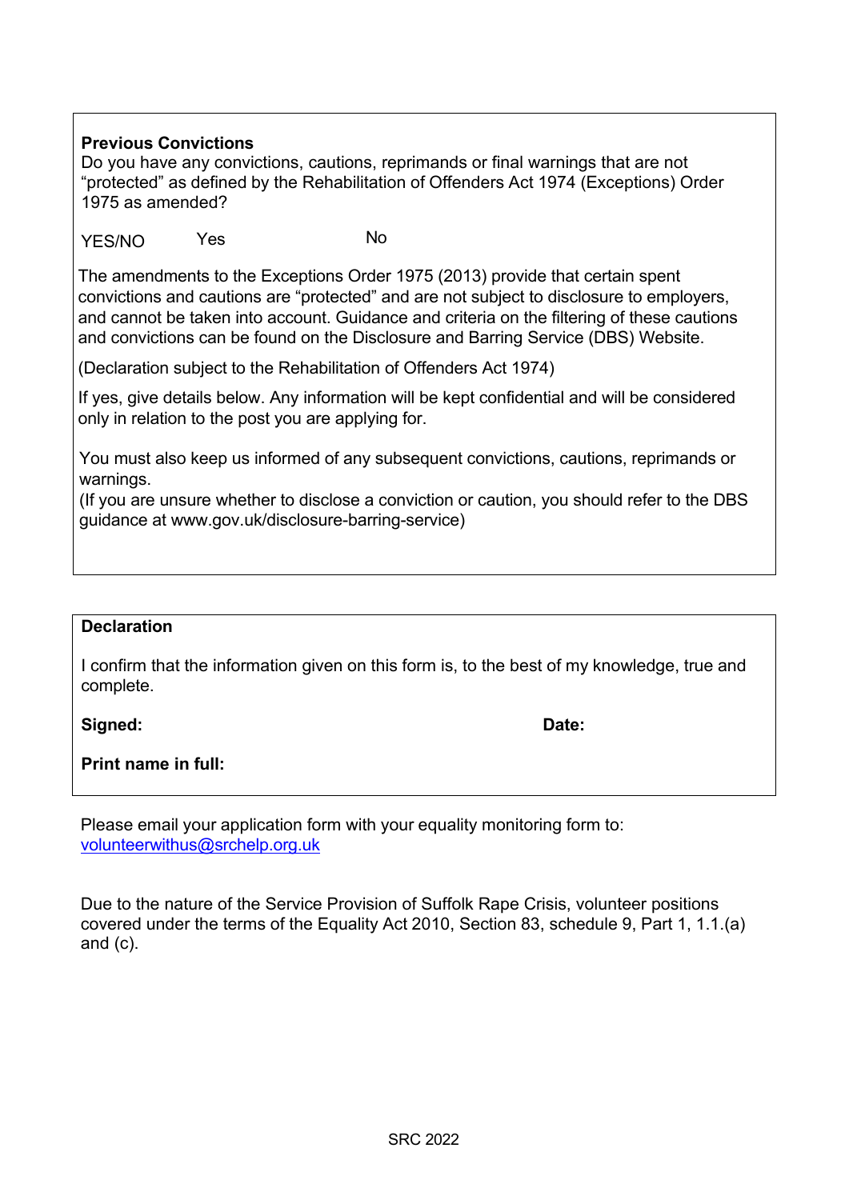**Previous Convictions**

Do you have any convictions, cautions, reprimands or final warnings that are not "protected" as defined by the Rehabilitation of Offenders Act 1974 (Exceptions) Order 1975 as amended?

YES/NO Yes No

The amendments to the Exceptions Order 1975 (2013) provide that certain spent convictions and cautions are "protected" and are not subject to disclosure to employers, and cannot be taken into account. Guidance and criteria on the filtering of these cautions and convictions can be found on the Disclosure and Barring Service (DBS) Website.

(Declaration subject to the Rehabilitation of Offenders Act 1974)

If yes, give details below. Any information will be kept confidential and will be considered only in relation to the post you are applying for.

You must also keep us informed of any subsequent convictions, cautions, reprimands or warnings.
(If you are unsure whether to disclose a conviction or caution, you should refer to the DBS guidance at www.gov.uk/disclosure-barring-service)

**Declaration**

I confirm that the information given on this form is, to the best of my knowledge, true and complete.

**Signed:** **Date:**

**Print name in full:**

Please email your application form with your equality monitoring form to: volunteerwithus@srchelp.org.uk

Due to the nature of the Service Provision of Suffolk Rape Crisis, volunteer positions covered under the terms of the Equality Act 2010, Section 83, schedule 9, Part 1, 1.1.(a) and (c).

SRC 2022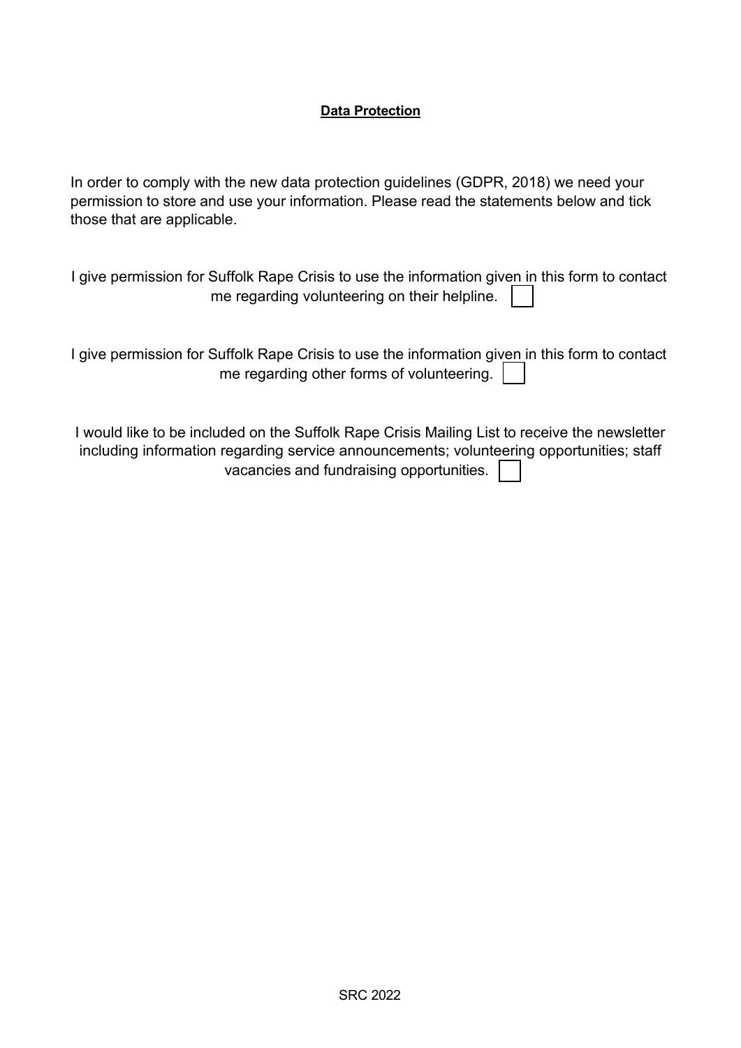**Data Protection**

In order to comply with the new data protection guidelines (GDPR, 2018) we need your permission to store and use your information. Please read the statements below and tick those that are applicable.

I give permission for Suffolk Rape Crisis to use the information given in this form to contact me regarding volunteering on their helpline. ☐

I give permission for Suffolk Rape Crisis to use the information given in this form to contact me regarding other forms of volunteering. ☐

I would like to be included on the Suffolk Rape Crisis Mailing List to receive the newsletter including information regarding service announcements; volunteering opportunities; staff vacancies and fundraising opportunities. ☐

SRC 2022